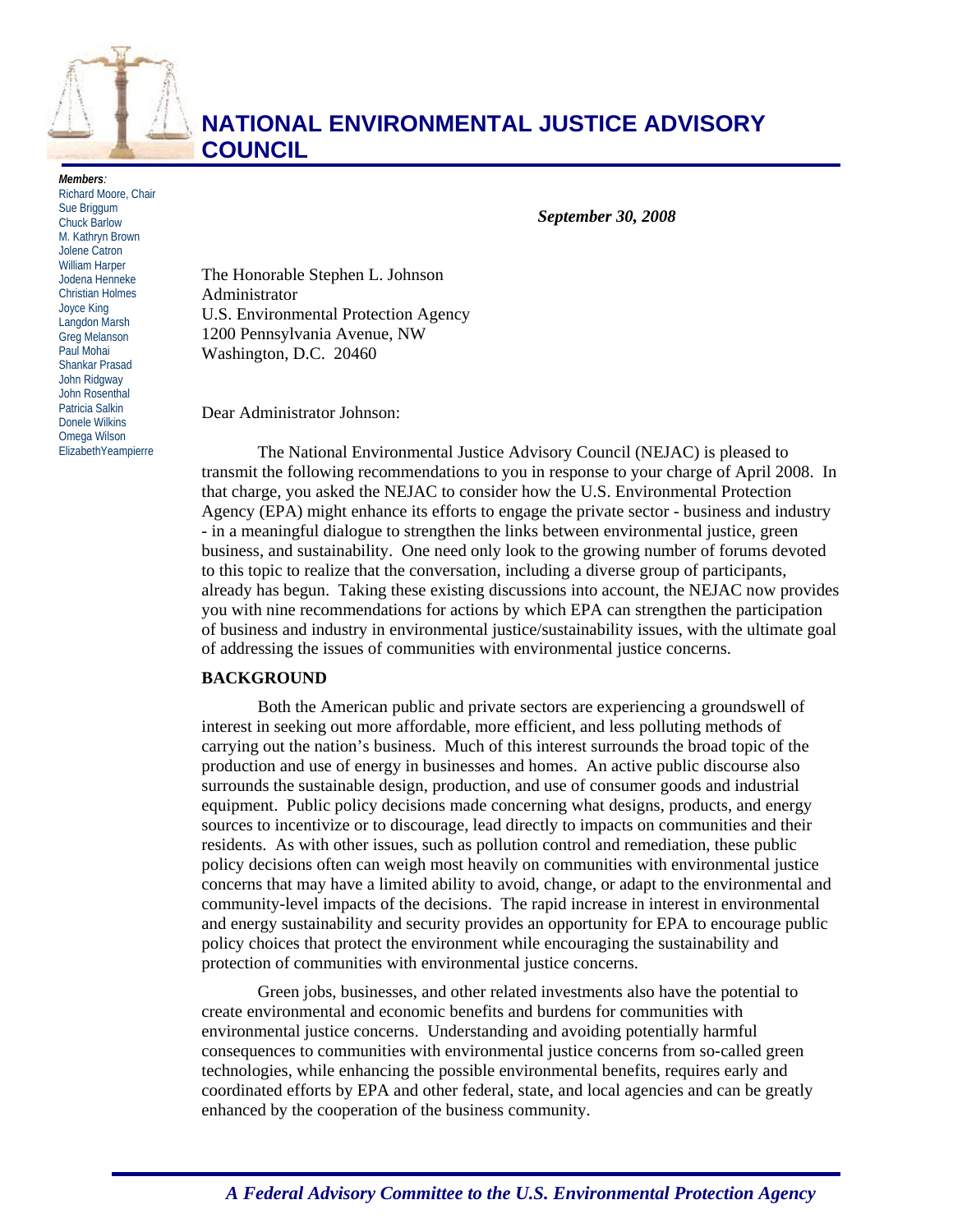# NATIONAL ENVIRONMENTAL JUSTICE ADVISORY COUNCIL

***Members:***
Richard Moore, Chair
Sue Briggum
Chuck Barlow
M. Kathryn Brown
Jolene Catron
William Harper
Jodena Henneke
Christian Holmes
Joyce King
Langdon Marsh
Greg Melanson
Paul Mohai
Shankar Prasad
John Ridgway
John Rosenthal
Patricia Salkin
Donele Wilkins
Omega Wilson
ElizabethYeampierre

***September 30, 2008***

The Honorable Stephen L. Johnson
Administrator
U.S. Environmental Protection Agency
1200 Pennsylvania Avenue, NW
Washington, D.C. 20460

Dear Administrator Johnson:

The National Environmental Justice Advisory Council (NEJAC) is pleased to transmit the following recommendations to you in response to your charge of April 2008. In that charge, you asked the NEJAC to consider how the U.S. Environmental Protection Agency (EPA) might enhance its efforts to engage the private sector - business and industry - in a meaningful dialogue to strengthen the links between environmental justice, green business, and sustainability. One need only look to the growing number of forums devoted to this topic to realize that the conversation, including a diverse group of participants, already has begun. Taking these existing discussions into account, the NEJAC now provides you with nine recommendations for actions by which EPA can strengthen the participation of business and industry in environmental justice/sustainability issues, with the ultimate goal of addressing the issues of communities with environmental justice concerns.

**BACKGROUND**

Both the American public and private sectors are experiencing a groundswell of interest in seeking out more affordable, more efficient, and less polluting methods of carrying out the nation's business. Much of this interest surrounds the broad topic of the production and use of energy in businesses and homes. An active public discourse also surrounds the sustainable design, production, and use of consumer goods and industrial equipment. Public policy decisions made concerning what designs, products, and energy sources to incentivize or to discourage, lead directly to impacts on communities and their residents. As with other issues, such as pollution control and remediation, these public policy decisions often can weigh most heavily on communities with environmental justice concerns that may have a limited ability to avoid, change, or adapt to the environmental and community-level impacts of the decisions. The rapid increase in interest in environmental and energy sustainability and security provides an opportunity for EPA to encourage public policy choices that protect the environment while encouraging the sustainability and protection of communities with environmental justice concerns.

Green jobs, businesses, and other related investments also have the potential to create environmental and economic benefits and burdens for communities with environmental justice concerns. Understanding and avoiding potentially harmful consequences to communities with environmental justice concerns from so-called green technologies, while enhancing the possible environmental benefits, requires early and coordinated efforts by EPA and other federal, state, and local agencies and can be greatly enhanced by the cooperation of the business community.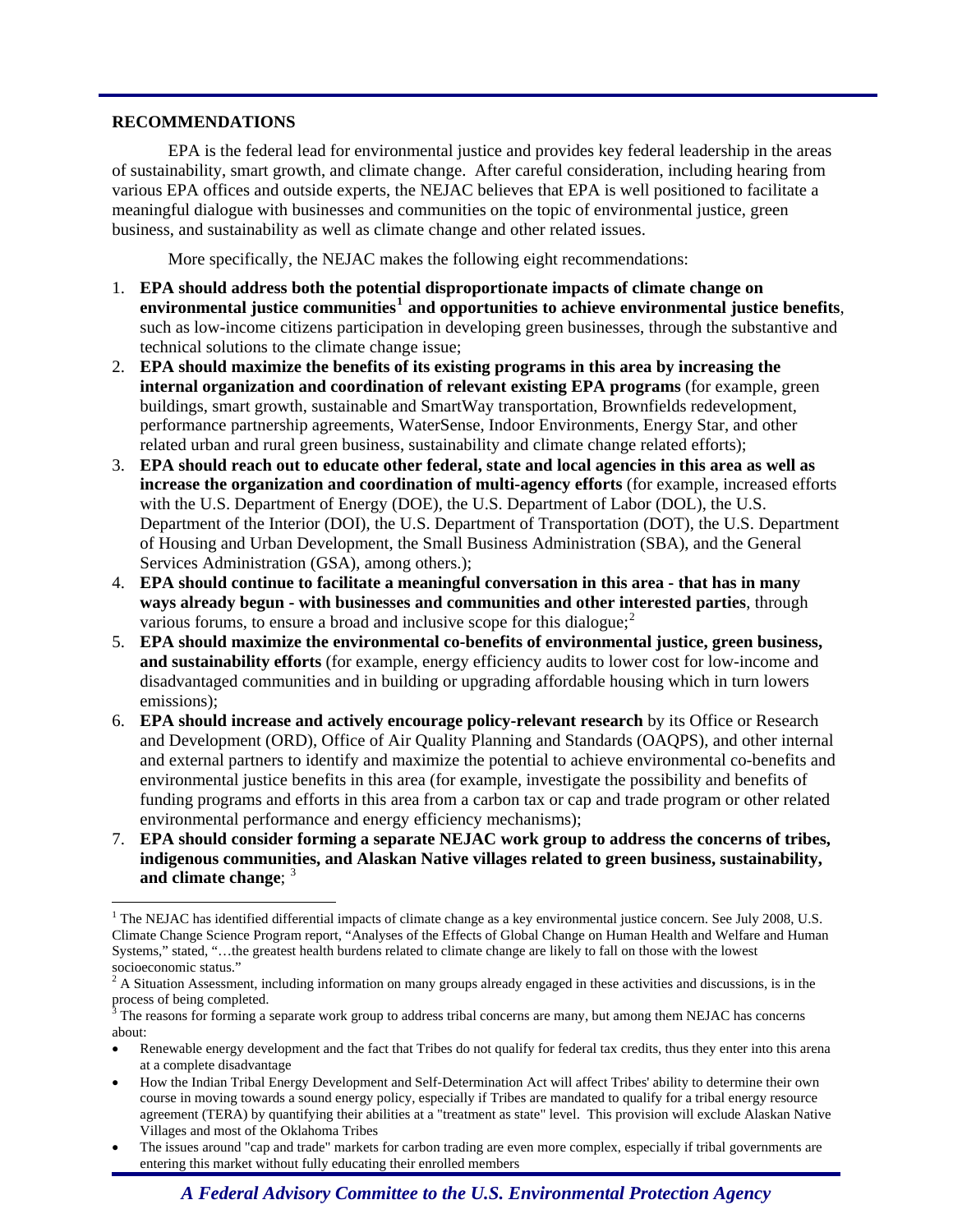**RECOMMENDATIONS**

EPA is the federal lead for environmental justice and provides key federal leadership in the areas of sustainability, smart growth, and climate change. After careful consideration, including hearing from various EPA offices and outside experts, the NEJAC believes that EPA is well positioned to facilitate a meaningful dialogue with businesses and communities on the topic of environmental justice, green business, and sustainability as well as climate change and other related issues.

More specifically, the NEJAC makes the following eight recommendations:

1. **EPA should address both the potential disproportionate impacts of climate change on environmental justice communities[1] and opportunities to achieve environmental justice benefits**, such as low-income citizens participation in developing green businesses, through the substantive and technical solutions to the climate change issue;
2. **EPA should maximize the benefits of its existing programs in this area by increasing the internal organization and coordination of relevant existing EPA programs** (for example, green buildings, smart growth, sustainable and SmartWay transportation, Brownfields redevelopment, performance partnership agreements, WaterSense, Indoor Environments, Energy Star, and other related urban and rural green business, sustainability and climate change related efforts);
3. **EPA should reach out to educate other federal, state and local agencies in this area as well as increase the organization and coordination of multi-agency efforts** (for example, increased efforts with the U.S. Department of Energy (DOE), the U.S. Department of Labor (DOL), the U.S. Department of the Interior (DOI), the U.S. Department of Transportation (DOT), the U.S. Department of Housing and Urban Development, the Small Business Administration (SBA), and the General Services Administration (GSA), among others.);
4. **EPA should continue to facilitate a meaningful conversation in this area - that has in many ways already begun - with businesses and communities and other interested parties**, through various forums, to ensure a broad and inclusive scope for this dialogue;[2]
5. **EPA should maximize the environmental co-benefits of environmental justice, green business, and sustainability efforts** (for example, energy efficiency audits to lower cost for low-income and disadvantaged communities and in building or upgrading affordable housing which in turn lowers emissions);
6. **EPA should increase and actively encourage policy-relevant research** by its Office or Research and Development (ORD), Office of Air Quality Planning and Standards (OAQPS), and other internal and external partners to identify and maximize the potential to achieve environmental co-benefits and environmental justice benefits in this area (for example, investigate the possibility and benefits of funding programs and efforts in this area from a carbon tax or cap and trade program or other related environmental performance and energy efficiency mechanisms);
7. **EPA should consider forming a separate NEJAC work group to address the concerns of tribes, indigenous communities, and Alaskan Native villages related to green business, sustainability, and climate change**; [3]

---

[1] The NEJAC has identified differential impacts of climate change as a key environmental justice concern. See July 2008, U.S. Climate Change Science Program report, "Analyses of the Effects of Global Change on Human Health and Welfare and Human Systems," stated, "…the greatest health burdens related to climate change are likely to fall on those with the lowest socioeconomic status."

[2] A Situation Assessment, including information on many groups already engaged in these activities and discussions, is in the process of being completed.

[3] The reasons for forming a separate work group to address tribal concerns are many, but among them NEJAC has concerns about:

- Renewable energy development and the fact that Tribes do not qualify for federal tax credits, thus they enter into this arena at a complete disadvantage
- How the Indian Tribal Energy Development and Self-Determination Act will affect Tribes' ability to determine their own course in moving towards a sound energy policy, especially if Tribes are mandated to qualify for a tribal energy resource agreement (TERA) by quantifying their abilities at a "treatment as state" level. This provision will exclude Alaskan Native Villages and most of the Oklahoma Tribes
- The issues around "cap and trade" markets for carbon trading are even more complex, especially if tribal governments are entering this market without fully educating their enrolled members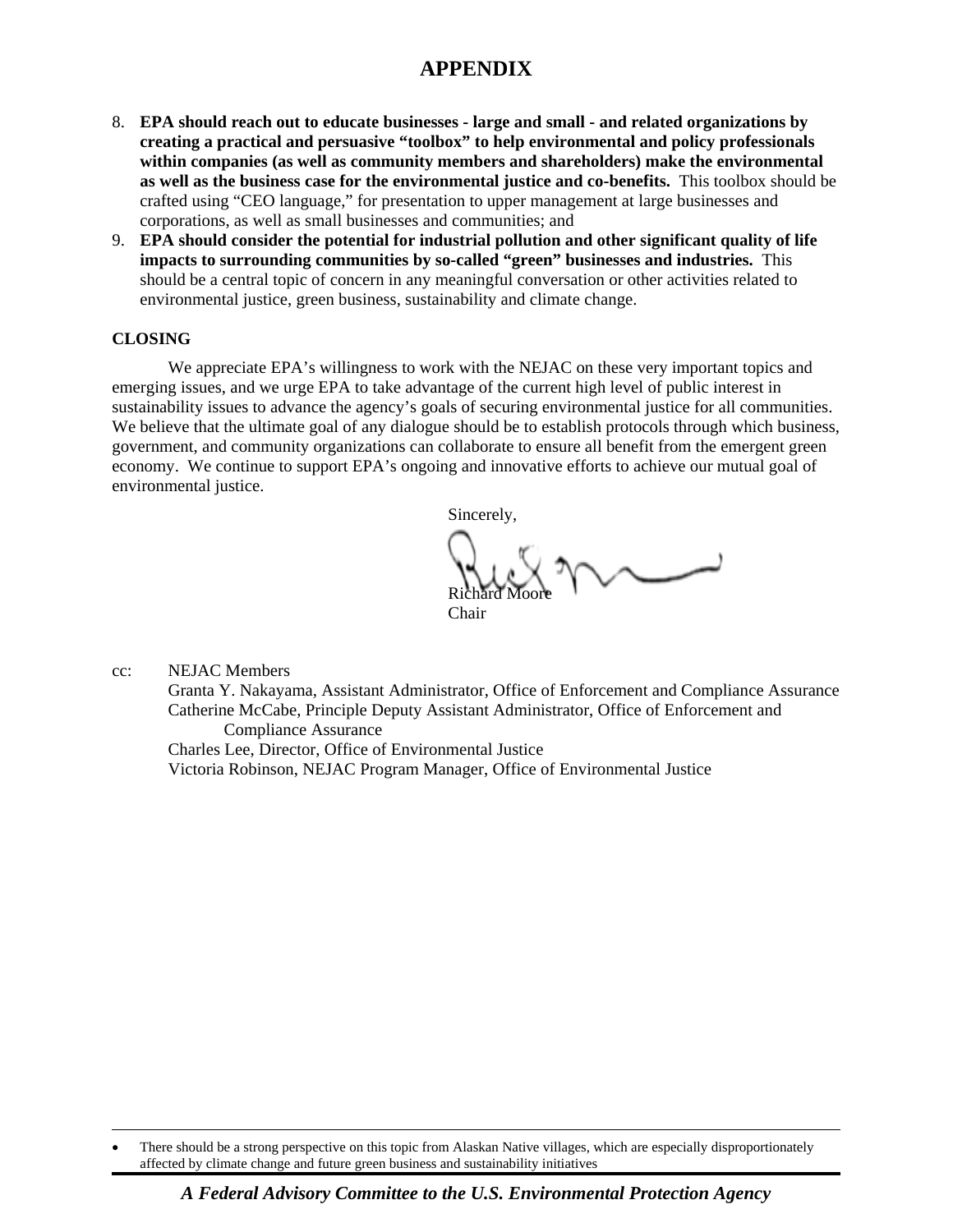# APPENDIX

8. **EPA should reach out to educate businesses - large and small - and related organizations by creating a practical and persuasive "toolbox" to help environmental and policy professionals within companies (as well as community members and shareholders) make the environmental as well as the business case for the environmental justice and co-benefits.** This toolbox should be crafted using "CEO language," for presentation to upper management at large businesses and corporations, as well as small businesses and communities; and
9. **EPA should consider the potential for industrial pollution and other significant quality of life impacts to surrounding communities by so-called "green" businesses and industries.** This should be a central topic of concern in any meaningful conversation or other activities related to environmental justice, green business, sustainability and climate change.

**CLOSING**

We appreciate EPA's willingness to work with the NEJAC on these very important topics and emerging issues, and we urge EPA to take advantage of the current high level of public interest in sustainability issues to advance the agency's goals of securing environmental justice for all communities. We believe that the ultimate goal of any dialogue should be to establish protocols through which business, government, and community organizations can collaborate to ensure all benefit from the emergent green economy. We continue to support EPA's ongoing and innovative efforts to achieve our mutual goal of environmental justice.

Sincerely,

Richard Moore
Chair

cc: NEJAC Members
Granta Y. Nakayama, Assistant Administrator, Office of Enforcement and Compliance Assurance
Catherine McCabe, Principle Deputy Assistant Administrator, Office of Enforcement and Compliance Assurance
Charles Lee, Director, Office of Environmental Justice
Victoria Robinson, NEJAC Program Manager, Office of Environmental Justice

---

- There should be a strong perspective on this topic from Alaskan Native villages, which are especially disproportionately affected by climate change and future green business and sustainability initiatives